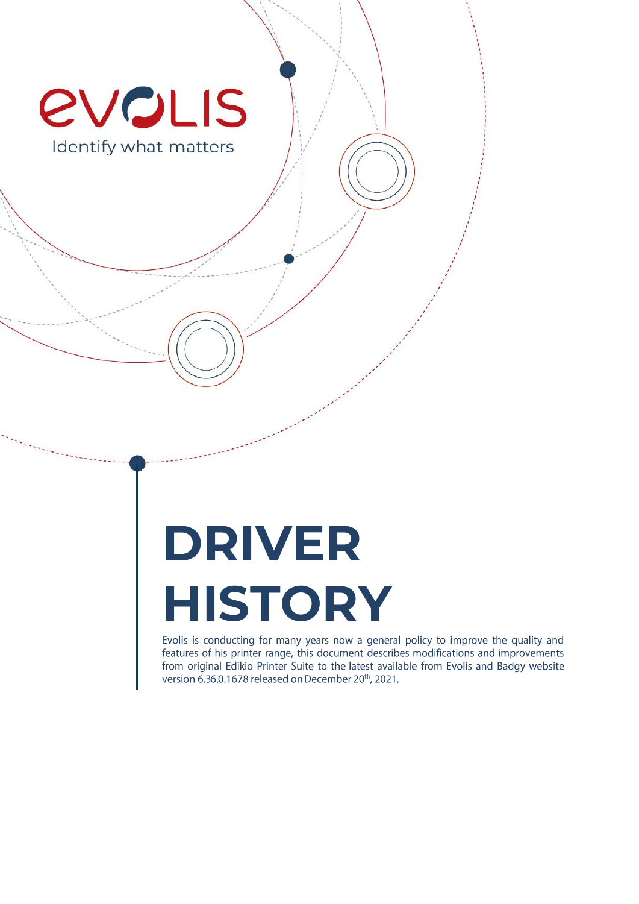evolis

Identify what matters

# DRIVER HISTORY

Evolis is conducting for many years now a general policy to improve the quality and features of his printer range, this document describes modifications and improvements from original Edikio Printer Suite to the latest available from Evolis and Badgy website version 6.36.0.1678 released on December 20th, 2021.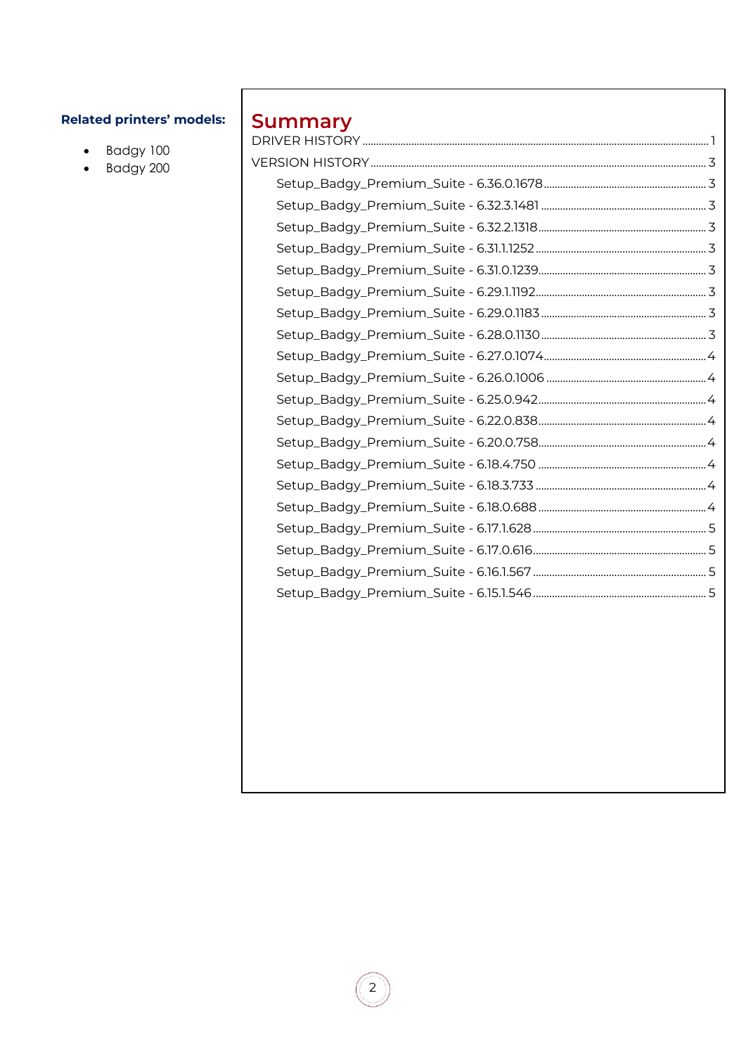**Related printers' models:**

- Badgy 100
- Badgy 200

# Summary

DRIVER HISTORY ..... 1

VERSION HISTORY ..... 3

- Setup_Badgy_Premium_Suite - 6.36.0.1678 ..... 3
- Setup_Badgy_Premium_Suite - 6.32.3.1481 ..... 3
- Setup_Badgy_Premium_Suite - 6.32.2.1318 ..... 3
- Setup_Badgy_Premium_Suite - 6.31.1.1252 ..... 3
- Setup_Badgy_Premium_Suite - 6.31.0.1239 ..... 3
- Setup_Badgy_Premium_Suite - 6.29.1.1192 ..... 3
- Setup_Badgy_Premium_Suite - 6.29.0.1183 ..... 3
- Setup_Badgy_Premium_Suite - 6.28.0.1130 ..... 3
- Setup_Badgy_Premium_Suite - 6.27.0.1074 ..... 4
- Setup_Badgy_Premium_Suite - 6.26.0.1006 ..... 4
- Setup_Badgy_Premium_Suite - 6.25.0.942 ..... 4
- Setup_Badgy_Premium_Suite - 6.22.0.838 ..... 4
- Setup_Badgy_Premium_Suite - 6.20.0.758 ..... 4
- Setup_Badgy_Premium_Suite - 6.18.4.750 ..... 4
- Setup_Badgy_Premium_Suite - 6.18.3.733 ..... 4
- Setup_Badgy_Premium_Suite - 6.18.0.688 ..... 4
- Setup_Badgy_Premium_Suite - 6.17.1.628 ..... 5
- Setup_Badgy_Premium_Suite - 6.17.0.616 ..... 5
- Setup_Badgy_Premium_Suite - 6.16.1.567 ..... 5
- Setup_Badgy_Premium_Suite - 6.15.1.546 ..... 5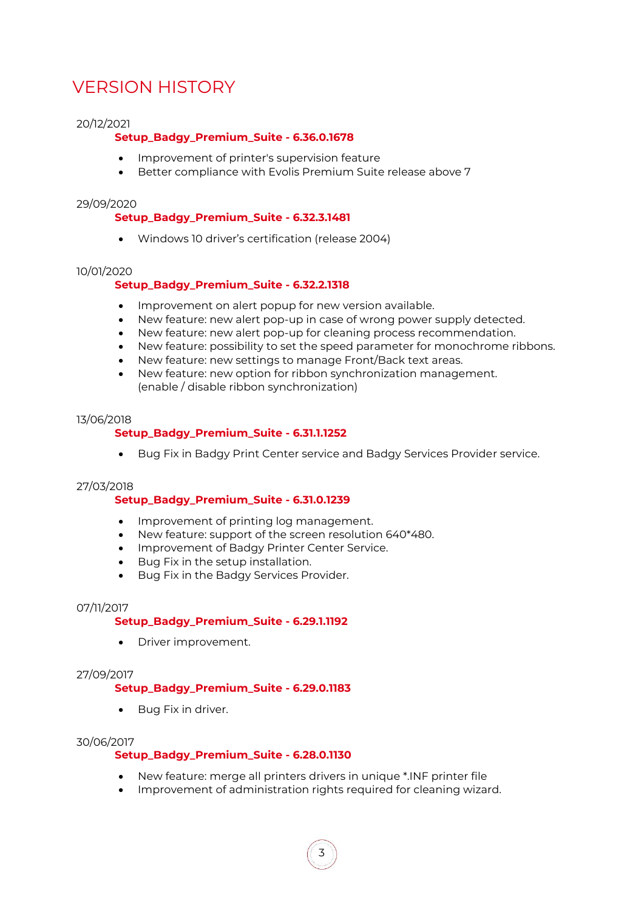# VERSION HISTORY

20/12/2021

**Setup_Badgy_Premium_Suite - 6.36.0.1678**

- Improvement of printer's supervision feature
- Better compliance with Evolis Premium Suite release above 7

29/09/2020

**Setup_Badgy_Premium_Suite - 6.32.3.1481**

- Windows 10 driver's certification (release 2004)

10/01/2020

**Setup_Badgy_Premium_Suite - 6.32.2.1318**

- Improvement on alert popup for new version available.
- New feature: new alert pop-up in case of wrong power supply detected.
- New feature: new alert pop-up for cleaning process recommendation.
- New feature: possibility to set the speed parameter for monochrome ribbons.
- New feature: new settings to manage Front/Back text areas.
- New feature: new option for ribbon synchronization management.
  (enable / disable ribbon synchronization)

13/06/2018

**Setup_Badgy_Premium_Suite - 6.31.1.1252**

- Bug Fix in Badgy Print Center service and Badgy Services Provider service.

27/03/2018

**Setup_Badgy_Premium_Suite - 6.31.0.1239**

- Improvement of printing log management.
- New feature: support of the screen resolution 640*480.
- Improvement of Badgy Printer Center Service.
- Bug Fix in the setup installation.
- Bug Fix in the Badgy Services Provider.

07/11/2017

**Setup_Badgy_Premium_Suite - 6.29.1.1192**

- Driver improvement.

27/09/2017

**Setup_Badgy_Premium_Suite - 6.29.0.1183**

- Bug Fix in driver.

30/06/2017

**Setup_Badgy_Premium_Suite - 6.28.0.1130**

- New feature: merge all printers drivers in unique *.INF printer file
- Improvement of administration rights required for cleaning wizard.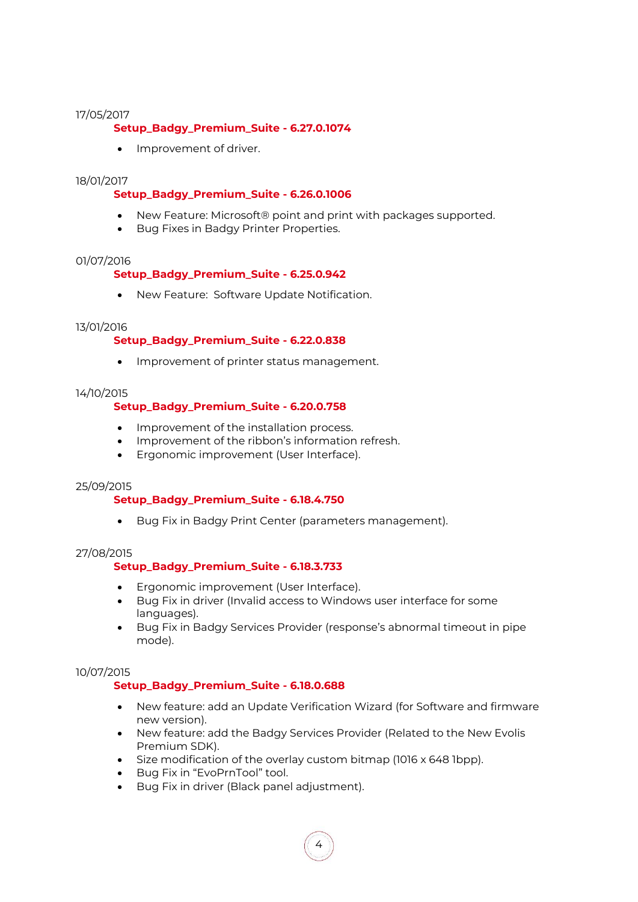17/05/2017

**Setup_Badgy_Premium_Suite - 6.27.0.1074**

- Improvement of driver.

18/01/2017

**Setup_Badgy_Premium_Suite - 6.26.0.1006**

- New Feature: Microsoft® point and print with packages supported.
- Bug Fixes in Badgy Printer Properties.

01/07/2016

**Setup_Badgy_Premium_Suite - 6.25.0.942**

- New Feature: Software Update Notification.

13/01/2016

**Setup_Badgy_Premium_Suite - 6.22.0.838**

- Improvement of printer status management.

14/10/2015

**Setup_Badgy_Premium_Suite - 6.20.0.758**

- Improvement of the installation process.
- Improvement of the ribbon's information refresh.
- Ergonomic improvement (User Interface).

25/09/2015

**Setup_Badgy_Premium_Suite - 6.18.4.750**

- Bug Fix in Badgy Print Center (parameters management).

27/08/2015

**Setup_Badgy_Premium_Suite - 6.18.3.733**

- Ergonomic improvement (User Interface).
- Bug Fix in driver (Invalid access to Windows user interface for some languages).
- Bug Fix in Badgy Services Provider (response's abnormal timeout in pipe mode).

10/07/2015

**Setup_Badgy_Premium_Suite - 6.18.0.688**

- New feature: add an Update Verification Wizard (for Software and firmware new version).
- New feature: add the Badgy Services Provider (Related to the New Evolis Premium SDK).
- Size modification of the overlay custom bitmap (1016 x 648 1bpp).
- Bug Fix in "EvoPrnTool" tool.
- Bug Fix in driver (Black panel adjustment).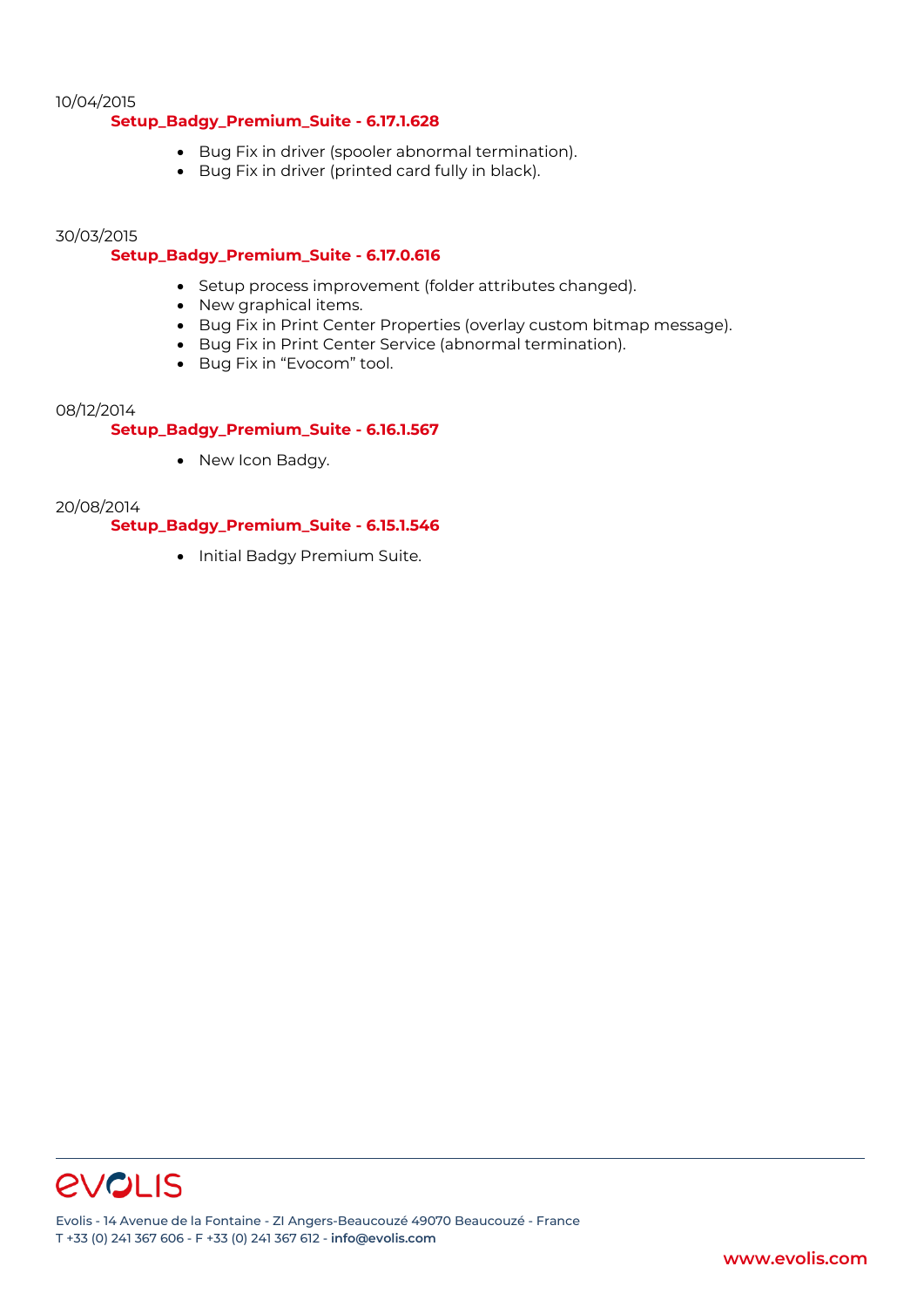10/04/2015

**Setup_Badgy_Premium_Suite - 6.17.1.628**

- Bug Fix in driver (spooler abnormal termination).
- Bug Fix in driver (printed card fully in black).

30/03/2015

**Setup_Badgy_Premium_Suite - 6.17.0.616**

- Setup process improvement (folder attributes changed).
- New graphical items.
- Bug Fix in Print Center Properties (overlay custom bitmap message).
- Bug Fix in Print Center Service (abnormal termination).
- Bug Fix in “Evocom” tool.

08/12/2014

**Setup_Badgy_Premium_Suite - 6.16.1.567**

- New Icon Badgy.

20/08/2014

**Setup_Badgy_Premium_Suite - 6.15.1.546**

- Initial Badgy Premium Suite.